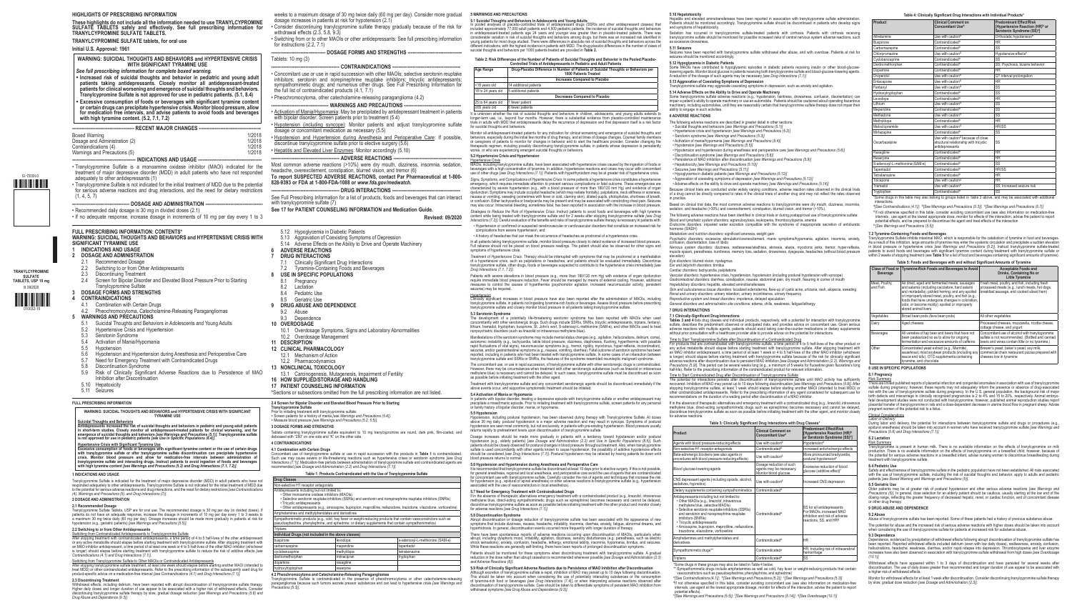## HIGHLIGHTS OF PRESCRIBING INFORMATION

**These highlights do not include all the information needed to use TRANYLCYPROMINE SULFATE TABLETS safely and effectively. See full prescribing information for TRANYLCYPROMINE SULFATE TABLETS.**

**TRANYLCYPROMINE SULFATE tablets, for oral use**

**Initial U.S. Approval: 1961**

**WARNING: SUICIDAL THOUGHTS AND BEHAVIORS and HYPERTENSIVE CRISIS WITH SIGNIFICANT TYRAMINE USE**

*See full prescribing information for complete boxed warning.*

- **Increased risk of suicidal thoughts and behavior in pediatric and young adult patients taking antidepressants. Closely monitor all antidepressant-treated patients for clinical worsening and emergence of suicidal thoughts and behaviors. Tranylcypromine Sulfate is not approved for use in pediatric patients. (5.1, 8.4)**
- **Excessive consumption of foods or beverages with significant tyramine content or certain drugs can precipitate hypertensive crisis. Monitor blood pressure, allow for medication free intervals, and advise patients to avoid foods and beverages with high tyramine content. (5.2, 7.1, 7.2)**

---

**RECENT MAJOR CHANGES**

| | |
|---|---|
| Boxed Warning | 1/2018 |
| Dosage and Administration (2) | 1/2018 |
| Contraindications (4) | 1/2018 |
| Warnings and Precautions (5) | 1/2018 |

**INDICATIONS AND USAGE**

- Tranylcypromine Sulfate is a monoamine oxidase inhibitor (MAOI) indicated for the treatment of major depressive disorder (MDD) in adult patients who have not responded adequately to other antidepressants (1)
- Tranylcypromine Sulfate is not indicated for the initial treatment of MDD due to the potential for serious adverse reactions and drug interactions, and the need for dietary restrictions (1, 4, 5, 7)

**DOSAGE AND ADMINISTRATION**

- Recommended daily dosage is 30 mg in divided doses (2.1)
- If no adequate response, increase dosage in increments of 10 mg per day every 1 to 3 weeks to a maximum of 60 mg twice daily (60 mg per day). Consider more gradual dosage increases in patients at risk for hypotension (2.1)
- Consider discontinuing tranylcypromine sulfate therapy gradually because of the risk for withdrawal effects (2.3, 5.8, 9.3)
- Switching from or to other MAOIs or other antidepressants: See full prescribing information for instructions (2.2, 7.1)

**DOSAGE FORMS AND STRENGTHS**

Tablets: 10 mg (3)

**CONTRAINDICATIONS**

- Concomitant use or use in rapid succession with other MAOIs; selective serotonin reuptake inhibitors; serotonin and norepinephrine reuptake inhibitors; tricyclic antidepressants; sympathomimetic drugs; and numerous other drugs. See Full Prescribing Information for the full list of contraindicated products (4.1, 7.1)
- Pheochromocytoma; other catecholamine-releasing paraganglioma (4.2)

**WARNINGS AND PRECAUTIONS**

- Activation of Mania/Hypomania: May be precipitated by antidepressant treatment in patients with bipolar disorder. Screen patients prior to treatment (5.4)
- Hypotension (including syncope): Monitor patients and adjust tranylcypromine sulfate dosage or concomitant medication as necessary (5.5)
- Hypotension and Hypertension during Anesthesia and Perioperative Care: If possible, discontinue tranylcypromine sulfate prior to elective surgery (5.6)
- Hepatitis and Elevated Liver Enzymes: Monitor accordingly (5.10)

**ADVERSE REACTIONS**

Most common adverse reactions (>10%) were dry mouth, dizziness, insomnia, sedation, headache, overexcitement, constipation, blurred vision, and tremor (6)

**To report SUSPECTED ADVERSE REACTIONS, contact Par Pharmaceutical at 1-800-828-9393 or FDA at 1-800-FDA-1088 or *www.fda.gov/medwatch*.**

**DRUG INTERACTIONS**

See Full Prescribing Information for a list of products, foods and beverages that can interact with tranylcypromine sulfate (7)

**See 17 for PATIENT COUNSELING INFORMATION and Medication Guide.**

**Revised: 09/2020**

---

## FULL PRESCRIBING INFORMATION: CONTENTS*

**WARNING: SUICIDAL THOUGHTS AND BEHAVIORS and HYPERTENSIVE CRISIS WITH SIGNIFICANT TYRAMINE USE**

1 INDICATIONS AND USAGE
2 DOSAGE AND ADMINISTRATION
- 2.1 Recommended Dosage
- 2.2 Switching to or from Other Antidepressants
- 2.3 Discontinuing Treatment
- 2.4 Screen for Bipolar Disorder and Elevated Blood Pressure Prior to Starting Tranylcypromine Sulfate

3 DOSAGE FORMS AND STRENGTHS
4 CONTRAINDICATIONS
- 4.1 Combination with Certain Drugs
- 4.2 Pheochromocytoma, Catecholamine-Releasing Paragangliomas

5 WARNINGS AND PRECAUTIONS
- 5.1 Suicidal Thoughts and Behaviors in Adolescents and Young Adults
- 5.2 Hypertensive Crisis and Hypertension
- 5.3 Serotonin Syndrome
- 5.4 Activation of Mania/Hypomania
- 5.5 Hypotension
- 5.6 Hypotension and Hypertension during Anesthesia and Perioperative Care
- 5.7 Need for Emergency Treatment with Contraindicated Drugs
- 5.8 Discontinuation Syndrome
- 5.9 Risk of Clinically Significant Adverse Reactions due to Persistence of MAO Inhibition after Discontinuation
- 5.10 Hepatotoxicity
- 5.11 Seizures
- 5.12 Hypoglycemia in Diabetic Patients
- 5.13 Aggravation of Coexisting Symptoms of Depression
- 5.14 Adverse Effects on the Ability to Drive and Operate Machinery

6 ADVERSE REACTIONS
7 DRUG INTERACTIONS
- 7.1 Clinically Significant Drug Interactions
- 7.2 Tyramine-Containing Foods and Beverages

8 USE IN SPECIFIC POPULATIONS
- 8.1 Pregnancy
- 8.2 Lactation
- 8.4 Pediatric Use
- 8.5 Geriatric Use

9 DRUG ABUSE AND DEPENDENCE
- 9.2 Abuse
- 9.3 Dependence

10 OVERDOSAGE
- 10.1 Overdosage Symptoms, Signs and Laboratory Abnormalities
- 10.2 Overdosage Management

11 DESCRIPTION
12 CLINICAL PHARMACOLOGY
- 12.1 Mechanism of Action
- 12.2 Pharmacodynamics

13 NONCLINICAL TOXICOLOGY
- 13.1 Carcinogenesis, Mutagenesis, Impairment of Fertility

16 HOW SUPPLIED/STORAGE AND HANDLING
17 PATIENT COUNSELING INFORMATION

*Sections or subsections omitted from the full prescribing information are not listed.

---

## FULL PRESCRIBING INFORMATION

**WARNING: SUICIDAL THOUGHTS AND BEHAVIORS and HYPERTENSIVE CRISIS WITH SIGNIFICANT TYRAMINE USE**

**Suicidal Thoughts and Behaviors**

**Antidepressants increased the risk of suicidal thoughts and behaviors in pediatric and young adult patients in short-term studies. Closely monitor all antidepressant-treated patients for clinical worsening, and for emergence of suicidal thoughts and behaviors *[see Warnings and Precautions (5.1)]*. Tranylcypromine sulfate is not approved for use in pediatric patients *[see Use in Specific Populations (8.4)]*.**

**Hypertensive Crisis with Significant Tyramine Use**

**Excessive consumption of foods or beverages with significant tyramine content or the use of certain drugs with tranylcypromine sulfate or after tranylcypromine sulfate discontinuation can precipitate hypertensive crisis. Monitor blood pressure and allow for medication-free intervals between administration of tranylcypromine sulfate and interacting drugs. Instruct patients to avoid ingestion of foods and beverages with high tyramine content *[see Warnings and Precautions (5.2) and Drug Interactions (7.1, 7.2)]*.**

### 1 INDICATIONS AND USAGE

Tranylcypromine Sulfate is indicated for the treatment of major depressive disorder (MDD) in adult patients who have not responded adequately to other antidepressants. Tranylcypromine Sulfate is not indicated for the initial treatment of MDD due to the potential for serious adverse reactions and drug interactions, and the need for dietary restrictions *[see Contraindications (4), Warnings and Precautions (5), and Drug Interactions (7)]*.

### 2 DOSAGE AND ADMINISTRATION

#### 2.1 Recommended Dosage

Tranylcypromine Sulfate Tablets, USP are for oral use. The recommended dosage is 30 mg per day (in divided doses). If patients do not have an adequate response, increase the dosage in increments of 10 mg per day every 1 to 3 weeks to a maximum 30 mg twice daily (60 mg per day). Dosage increases should be made more gradually in patients at risk for hypotension (e.g., geriatric patients) *[see Warnings and Precautions (5.5)]*.

#### 2.2 Switching to or from Other Antidepressants

*Switching from Contraindicated Antidepressants to Tranylcypromine Sulfate*

After stopping treatment with contraindicated antidepressants, a time period of 4 to 5 half-lives of the other antidepressant or any active metabolite should elapse before starting treatment with tranylcypromine sulfate. After stopping treatment with an MAO inhibitor antidepressant, a time period of at least one week or 4 to 5 half-lives of the other MAO inhibitor (whichever is longer) should elapse before starting treatment with tranylcypromine sulfate to reduce the risk of adverse effects *[see Contraindications (4.1) and Drug Interactions (7.1)]*.

*Switching from Tranylcypromine Sulfate to Other MAOIs or Contraindicated Antidepressants*

After stopping treatment with tranylcypromine sulfate treatment, at least one week should elapse before starting another MAOI (intended to treat MDD) or other contraindicated antidepressants. Refer to the prescribing information of the subsequently used drug for product-specific advice on a medication-free interval *[see Contraindications (4.1) and Drug Interactions (7.1)]*.

#### 2.3 Discontinuing Treatment

Withdrawal effects, including delirium, have been reported with abrupt discontinuation of tranylcypromine sulfate therapy. Higher daily doses and longer duration of use appear to be associated with a higher risk of withdrawal effects. Consider discontinuing tranylcypromine sulfate therapy by gradual dosage reduction *[see Warnings and Precautions (5.8) and Drug Abuse and Dependence (9.3)]*.

#### 2.4 Screen for Bipolar Disorder and Elevated Blood Pressure Prior to Starting Tranylcypromine Sulfate

Prior to initiating treatment with tranylcypromine sulfate:
- Screen patients for a history of mania *[see Warnings and Precautions (5.4)]*
- Measure blood pressure *[see Warnings and Precautions (5.2, 5.5)]*

### 3 DOSAGE FORMS AND STRENGTHS

Tablets containing tranylcypromine sulfate equivalent to 10 mg tranylcypromine are round, dark pink, film-coated, and debossed with "29" on one side and "K" on the other side.

### 4 CONTRAINDICATIONS

#### 4.1 Combination with Certain Drugs

Concomitant use of tranylcypromine sulfate or use in rapid succession with the products in **Table 1** is contraindicated. Such use may cause severe or life-threatening reactions such as hypertensive crisis or serotonin syndrome *[see Drug Interactions (7.1)]*. Medication-free intervals before administration of tranylcypromine sulfate and contraindicated agents are recommended *[see Dosage and Administration (2.2) and Drug Interactions (7.1)]*.

**Table 1: Products Contraindicated with the Use of Tranylcypromine Sulfate**

| **Drug Classes** | | |
|---|---|---|
| Non-selective H1 receptor antagonists | | |
| Antidepressants including but not limited to: • Other monoamine oxidase inhibitors (MAOIs) • Selective serotonin reuptake inhibitors (SSRIs) and serotonin and norepinephrine reuptake inhibitors (SNRIs) • Tricyclic antidepressants • Other antidepressants (e.g., amoxapine, bupropion, maprotiline, nefazodone, trazodone, vilazodone, vortioxetine) | | |
| Amphetamines and methylphenidates and derivatives | | |
| Sympathomimetic products (e.g., cold, hay fever or weight-reducing products that contain vasoconstrictors such as pseudoephedrine, phenylephrine, and ephedrine, or dietary supplements that contain sympathomimetics) | | |
| Triptans | | |
| **Individual Drug (not included in the above classes)** | | |
| buspirone | levodopa | S-adenosyl-L-methionine (SAM-e) |
| carbamazepine | meperidine | tapentadol |
| cyclobenzaprine | methyldopa | tetrabenazine |
| dextromethorphan | mirtazapine | tryptophan |
| dopamine | rasagiline | |
| hydroxytryptophan | reserpine | |

#### 4.2 Pheochromocytoma and Catecholamine-Releasing Paragangliomas

Tranylcypromine Sulfate is contraindicated in the presence of pheochromocytoma or other catecholamine-releasing paragangliomas because such tumors secrete pressor substances and can lead to hypertensive crisis *[see Warnings and Precautions (5.2)]*.

### 5 WARNINGS AND PRECAUTIONS

#### 5.1 Suicidal Thoughts and Behaviors in Adolescents and Young Adults

In pooled analyses of placebo-controlled trials of antidepressant drugs (SSRIs and other antidepressant classes) that included approximately 77,000 adult patients and 4,500 pediatric patients, the incidence of suicidal thoughts and behaviors in antidepressant-treated patients age 24 years and younger was greater than in placebo-treated patients. There was considerable variation in risk of suicidal thoughts and behaviors among drugs, but there was an increased risk identified in young patients for most drugs studied. There were differences in absolute risk of suicidal thoughts and behaviors across the different indications, with the highest incidence in patients with MDD. The drug-placebo differences in the number of cases of suicidal thoughts and behaviors per 1000 patients treated are provided in **Table 2**.

**Table 2: Risk Differences of the Number of Patients of Suicidal Thoughts and Behavior in the Pooled Placebo-Controlled Trials of Antidepressants in Pediatric and Adult Patients**

| Age Range | Drug-Placebo Difference in Number of Patients of Suicidal Thoughts or Behaviors per 1000 Patients Treated |
|---|---|
| | **Increases Compared to Placebo** |
| <18 years old | 14 additional patients |
| 18 to 24 years old | 5 additional patients |
| | **Decreases Compared to Placebo** |
| 25 to 64 years old | 1 fewer patient |
| ≥65 years old | 6 fewer patients |

It is unknown whether the risk of suicidal thoughts and behaviors in children, adolescents, and young adults extends to longer-term use, i.e., beyond four months. However, there is substantial evidence from placebo-controlled maintenance trials in adults with MDD that antidepressants delay the recurrence of depression and that depression itself is a risk factor for suicidal thoughts and behaviors.

Monitor all antidepressant-treated patients for any indication for clinical worsening and emergence of suicidal thoughts and behaviors, especially during the initial few months of drug therapy, and at times of dosage changes. Counsel family members or caregivers of patients to monitor for changes in behavior and to alert the healthcare provider. Consider changing the therapeutic regimen, including possibly discontinuing tranylcypromine sulfate, in patients whose depression is persistently worse, or who are experiencing emergent suicidal thoughts or behaviors.

#### 5.2 Hypertensive Crisis and Hypertension

*Hypertensive Crisis*

MAOIs, including tranylcypromine sulfate, have been associated with hypertensive crises caused by the ingestion of foods or beverages with a high concentration of tyramine. In addition, hypertensive reactions and crises may occur with concomitant use of other drugs *[see Drug Interactions (7.1)]*. Patients with hyperthyroidism may be at greater risk of hypertensive crisis.

*Signs, Symptoms, and Complications of Hypertensive Crisis:* In some patients a hypertensive crisis constitutes a hypertensive emergency, which requires immediate attention to prevent serious complications or fatal outcomes. These emergencies are characterized by severe hypertension (e.g., with a blood pressure of more than 180/120 mm Hg) and evidence of organ dysfunction. Symptoms may include occipital headache (which may radiate frontally), palpitations, neck stiffness or soreness, nausea or vomiting, sweating (sometimes with fever or cold, clammy skin), dilated pupils, photophobia, shortness of breath, or confusion. Either tachycardia or bradycardia may be present and may be associated with constricting chest pain. Seizures may also occur. Intracranial bleeding, sometimes fatal, has been reported in association with the increase in blood pressure.

*Strategies to Reduce the Risk of Hypertensive Crisis:* Instruct patients to avoid foods and beverages with high tyramine content while being treated with tranylcypromine sulfate and for 2 weeks after stopping tranylcypromine sulfate *[see Drug Interactions (7.2)]*. Careful evaluation of the benefits and risks of tranylcypromine sulfate therapy is necessary in patients with:
- Hypertension or confirmed or suspected cerebrovascular or cardiovascular disorders that constitute an increased risk for complications from severe hypertension, and
- A history of headaches that can mask the occurrence of headaches as prodromal of a hypertensive crisis.

In all patients taking tranylcypromine sulfate, monitor blood pressure closely to detect evidence of increased blood pressure. Full reliance should not be placed on blood pressure readings. The patient should also be observed for other signs and symptoms of hypertensive crisis.

*Treatment of Hypertensive Crisis:* Therapy should be interrupted with symptoms that may be prodromal or a manifestation of a hypertensive crisis, such as palpitations or headaches, and patients should be evaluated immediately. Discontinue tranylcypromine sulfate, other drugs, foods or beverages suspected to contribute to the hypertensive crisis immediately *[see Drug Interactions (7.1, 7.2)]*.

Patients with severe elevations in blood pressure (e.g., more than 180/120 mm Hg) with evidence of organ dysfunction require immediate blood pressure reduction. Fever should be managed by means of external cooling. However, additional measures to control the causes of hypertensive (sympathomimetic or increased neuromuscular activity, persistent seizures) may be required.

*Hypertension*

Clinically significant increases in blood pressure have also been reported after the administration of MAOIs, including tranylcypromine sulfate, in patients not ingesting tyramine-rich foods or beverages. Assess blood pressure before prescribing tranylcypromine sulfate and closely monitor blood pressure in all patients taking tranylcypromine sulfate.

#### 5.3 Serotonin Syndrome

The development of a potentially life-threatening serotonin syndrome has been reported with MAOIs when used concomitantly with other serotonergic drugs. Such drugs include SSRIs, SNRIs, tricyclic antidepressants, triptans, fentanyl, lithium, tramadol, tryptophan, buspirone, St. John's wort, S-adenosyl-L-methionine (SAM-e), and other MAOIs used to treat nonpsychiatric disorders (such as linezolid or intravenous methylene blue).

Manifestations of the serotonin syndrome may include mental status changes (e.g., agitation, hallucinations, delirium, coma), autonomic instability (e.g., tachycardia, labile blood pressure, dizziness, diaphoresis, flushing, hyperthermia, with possible rapid fluctuations of vital signs), neuromuscular symptoms (e.g., tremor, rigidity, myoclonus, hyper-reflexia, incoordination), seizures, and/or gastrointestinal symptoms (e.g., nausea, vomiting, diarrhea). Fatal outcomes of serotonin syndrome have been reported, including in patients who had been treated with tranylcypromine sulfate. In some cases of an interaction between tranylcypromine sulfate and SSRIs or SNRIs, the features of the syndrome resembled neuroleptic malignant syndrome.

The concomitant use, or use in rapid succession, of tranylcypromine sulfate with other serotonergic drugs is contraindicated. However, there may be circumstances when treatment with other serotonergic substances (such as linezolid or intravenous methylene blue) is necessary and cannot be delayed. In such cases, tranylcypromine sulfate must be discontinued as soon as possible before initiating treatment with the other agent.

Treatment with tranylcypromine sulfate and any concomitant serotonergic agents should be discontinued immediately if the above events occur, and supportive symptomatic treatment should be initiated.

#### 5.4 Activation of Mania or Hypomania

In patients with bipolar disorder, treating a depressive episode with tranylcypromine sulfate or another antidepressant may precipitate a mixed/manic episode. Prior to initiating treatment with tranylcypromine sulfate, screen patients for any personal or family history of bipolar disorder, mania, or hypomania.

#### 5.5 Hypotension

Hypotension, including postural hypotension, has been observed during therapy with Tranylcypromine Sulfate. At doses above 30 mg daily, postural hypotension is a major adverse reaction and may result in syncope. Symptoms of postural hypotension are seen most commonly, but not exclusively, in patients with pre-existing hypertension. Blood pressure usually returns rapidly to pretreatment levels upon discontinuation of tranylcypromine sulfate.

Dosage increases should be made more gradually in patients with a tendency toward hypotension and/or postural hypotension (e.g., elderly patients) *[see Dosage and Administration (2.1) and Use in Specific Populations (8.5)]*. Such patients should be closely observed for postural changes in blood pressure throughout treatment. Also, when tranylcypromine sulfate is used concomitantly with other agents known to cause hypotension, including postural hypotension, the possibility should be considered *[see Drug Interactions (7.1)]*. Postural hypotension may be relieved by having patients lie down until blood pressure returns to normal.

#### 5.6 Hypotension and Hypertension during Anesthesia and Perioperative Care

It is recommended that tranylcypromine sulfate be discontinued at least 10 days prior to elective surgery. If this is not possible, for general anesthesia, regional and local anesthesia, and perioperative care avoid the use of agents that are contraindicated for concomitant use with tranylcypromine sulfate. Carefully consider the risk of agents and techniques that increase the risk for hypotension or hypertension (e.g., epidural or spinal anesthesia) or other adverse reactions to tranylcypromine sulfate, e.g., hypotension associated with the use of vasoconstrictors in local anesthesia.

#### 5.7 Need for Emergency Treatment with Contraindicated Drugs

If in the absence of therapeutic alternatives emergency treatment with a contraindicated product (e.g., linezolid, intravenous methylene blue, direct-acting sympathomimetic drugs such as epinephrine) becomes necessary and cannot be delayed, discontinue tranylcypromine sulfate as soon as possible before initiating treatment with the other product and monitor closely for adverse reactions *[see Drug Interactions (7.1)]*.

#### 5.8 Discontinuation Syndrome

Abrupt discontinuation or dosage reduction of tranylcypromine sulfate has been associated with the appearance of new symptoms that include dizziness, nausea, headache, irritability, insomnia, diarrhea, anxiety, fatigue, abnormal dreams, and hyperhidrosis. In general, discontinuation events occurred more frequently with longer duration of therapy.

There have been spontaneous reports of adverse reactions occurring upon discontinuation of MAOIs, particularly when abrupt, including dysphoric mood, irritability, agitation, dizziness, sensory disturbances (e.g., paresthesias, such as electric shock sensations), anxiety, confusion, headache, lethargy, emotional lability, insomnia, hypomania, tinnitus, and seizures. While these reactions are generally self-limiting, there have been reports of prolonged discontinuation symptoms.

Patients should be monitored for these symptoms when discontinuing treatment with tranylcypromine sulfate. A gradual reduction in the dose rather than abrupt cessation is recommended whenever possible *[see Dosage and Administration (2.3) and Adverse Reactions (6)]*.

#### 5.9 Risk of Clinically Significant Adverse Reactions due to Persistence of MAO Inhibition after Discontinuation

Although excretion of tranylcypromine sulfate is rapid, inhibition of MAO may persist up to 10 days following discontinuation. This should be taken into account when considering the use of potentially interacting substances or the consumption of tyramine-rich food or beverages *[see Drug Interactions (7.1, 7.2)]*, or when interpreting adverse reactions observed after discontinuation of tranylcypromine sulfate. Care should be taken to differentiate symptoms of persistent MAO inhibition from withdrawal symptoms *[see Drug Abuse and Dependence (9.3)]*.

#### 5.10 Hepatotoxicity

Hepatitis and elevated aminotransferases have been reported in association with tranylcypromine sulfate administration. Patients should be monitored accordingly. Tranylcypromine sulfate should be discontinued in patients who develop signs and symptoms of hepatotoxicity.

Sedation has occurred in tranylcypromine sulfate-treated patients with cirrhosis. Patients with cirrhosis receiving tranylcypromine sulfate should be monitored for possible increased risks of central nervous system adverse reactions, such as excessive drowsiness.

#### 5.11 Seizures

Seizures have been reported with tranylcypromine sulfate withdrawal after abuse, and with overdose. Patients at risk for seizures should be monitored accordingly.

#### 5.12 Hypoglycemia in Diabetic Patients

Some MAOIs have contributed to hypoglycemic episodes in diabetic patients receiving insulin or other blood-glucose-lowering agents. Monitor blood glucose in patients receiving both tranylcypromine sulfate and blood-glucose-lowering agents. A reduction of the dosage of such agents may be necessary *[see Drug Interactions (7.1)]*.

#### 5.13 Aggravation of Coexisting Symptoms of Depression

Tranylcypromine sulfate may aggravate coexisting symptoms in depression, such as anxiety and agitation.

#### 5.14 Adverse Effects on the Ability to Drive and Operate Machinery

Some tranylcypromine sulfate adverse reactions (e.g., hypotension, faintness, drowsiness, confusion, disorientation) can impair a patient's ability to operate machinery or use an automobile. Patients should be cautioned about operating hazardous machinery, including automobiles, until they are reasonably certain that tranylcypromine sulfate therapy does not impair their ability to engage in such activities.

### 6 ADVERSE REACTIONS

The following adverse reactions are described in greater detail in other sections:
- Suicidal thoughts and behaviors *[see Warnings and Precautions (5.1)]*
- Hypertensive crisis and hypertension *[see Warnings and Precautions (5.2)]*
- Serotonin syndrome *[see Warnings and Precautions (5.3)]*
- Activation of mania/hypomania *[see Warnings and Precautions (5.4)]*
- Hypotension *[see Warnings and Precautions (5.5)]*
- Hypotension and hypertension during anesthesia and perioperative care *[see Warnings and Precautions (5.6)]*
- Discontinuation syndrome *[see Warnings and Precautions (5.8)]*
- Persistence of MAO inhibition after discontinuation *[see Warnings and Precautions (5.9)]*
- Hepatotoxicity *[see Warnings and Precautions (5.10)]*
- Seizures *[see Warnings and Precautions (5.11)]*
- Hypoglycemia in diabetic patients *[see Warnings and Precautions (5.12)]*
- Aggravation of coexisting symptoms of depression *[see Warnings and Precautions (5.13)]*
- Adverse effects on the ability to drive and operate machinery *[see Warnings and Precautions (5.14)]*

Because clinical trials are conducted under widely varying conditions, adverse reaction rates observed in the clinical trials of a drug cannot be directly compared to rates in the clinical trials of another drug and may not reflect the rates observed in practice.

Based on clinical trial data, the most common adverse reactions to tranylcypromine were dry mouth, dizziness, insomnia, sedation, and headache (>30%) and overexcitement, constipation, blurred vision, and tremor (>10%).

The following adverse reactions have been identified in clinical trials or during postapproval use of tranylcypromine sulfate:

*Blood and lymphatic system disorders:* agranulocytosis, leukopenia, thrombocytopenia, anemia

*Endocrine disorders:* impaired water excretion compatible with the syndrome of inappropriate secretion of antidiuretic hormone (SIADH)

*Metabolism and nutrition disorders:* significant anorexia, weight gain

*Psychiatric disorders:* insomnia, stimulation/overexcitement, manic symptoms/hypomania, agitation, insomnia, anxiety, confusion, disorientation, loss of libido

*Nervous system disorders:* dizziness, restlessness/akathisia, akinesia, ataxia, myoclonic jerks, tremor, hyper-reflexia, muscle spasm, paresthesia, numbness, memory loss, sedation, drowsiness, dysgeusia, headaches (without blood pressure elevation)

*Eye disorders:* blurred vision, nystagmus

*Ear and labyrinth disorders:* tinnitus

*Cardiac disorders:* tachycardia, palpitations

*Vascular disorders:* hypertensive crisis, hypertension, hypotension (including postural hypotension with syncope)

*Gastrointestinal disorders:* diarrhea, constipation, nausea, abdominal pain, dry mouth, fissuring in corner of mouth

*Hepatobiliary disorders:* hepatitis, elevated aminotransferases

*Skin and subcutaneous tissue disorders:* localized scleroderma, flare-up of cystic acne, urticaria, rash, alopecia, sweating

*Renal and urinary disorders:* urinary retention, urinary incontinence, urinary frequency

*Reproductive system and breast disorders:* impotence, delayed ejaculation

*General disorders and administration site conditions:* edema, chills, weakness, fatigue/lethargy

### 7 DRUG INTERACTIONS

#### 7.1 Clinically-Significant Drug Interactions

**Tables 3 and 4** include drug classes and individual products, respectively, with a potential for interaction with tranylcypromine sulfate, describes the predominant observed or anticipated risks, and provides advice on concomitant use. Given serious adverse reactions with multiple agents, patients should avoid taking over-the-counter medications or dietary supplements without prior consultation with a healthcare provider able to provide advice on the potential for interactions.

*Time to Start Tranylcypromine Sulfate after Discontinuation of a Contraindicated Drug:*

For products that are contraindicated with tranylcypromine sulfate, a time period of 4 to 5 half-lives of the other product or any active metabolite should elapse before starting treatment with tranylcypromine sulfate. After stopping treatment with an MAO inhibitor antidepressant, a time period of at least 1 week or 4 to 5 half-lives of the other MAO inhibitor (whichever is longer) should elapse before starting treatment with tranylcypromine sulfate to reduce the risk for drug interaction or significant adverse reactions due to persistent MAO inhibition *[see Dosage and Administration (2.2) and Warnings and Precautions (5.9)]*. This period can be several weeks long (e.g., a minimum of 5 weeks for fluoxetine given fluoxetine's long half-life). Refer to the prescribing information of the contraindicated product for relevant information.

*Time to Start Contraindicated Drug after Discontinuation of Tranylcypromine Sulfate*

The potential for interactions persists after discontinuation of tranylcypromine sulfate until MAO activity has sufficiently recovered. Inhibition of MAO may persist up to 10 days following discontinuation *[see Warnings and Precautions (5.9)]*. After stopping tranylcypromine sulfate, at least 1 week should elapse before starting another MAOI (intended to treat MDD) or other contraindicated antidepressants. Refer to the prescribing information of any other contraindicated for subsequent use for recommendations on the duration of a waiting period after discontinuation of a MAO inhibitor.

If in the absence of therapeutic alternatives and emergency treatment with a contraindicated drug (e.g., linezolid, intravenous methylene blue, direct-acting sympathomimetic drugs such as epinephrine) becomes necessary and cannot be delayed, discontinue tranylcypromine sulfate as soon as possible before initiating treatment with the other agent, and monitor closely for adverse reactions.

**Table 3: Clinically Significant Drug Interactions with Drug Classes[a]**

| Product | Clinical Comment on Concomitant Use[b] | Predominant Effect/Risk (Hypertensive Reaction (HR)[c] or Serotonin Syndrome (SS)[d]) |
|---|---|---|
| Agents with blood pressure-reducing effects | Use with caution[d] | Hypotension[e] |
| Non-selective H1 receptor antagonists | Contraindicated[e] | Increased anticholinergic effects |
| Beta-adrenergic blockers (see also agents or procedures with blood pressure-reducing effects) | Use with caution[d] | More pronounced bradycardia, postural hypotension[e] |
| Blood glucose-lowering agents | Dosage reduction of such agents may be necessary. Monitor blood glucose. | Excessive reduction of blood glucose (additive effect)[f] |
| CNS depressant agents (including opioids, alcohol, sedatives, hypnotics) | Use with caution[d] | Increased CNS depression |
| Dietary supplements containing sympathomimetics | Contraindicated[e] | |
| Antidepressants including but not limited to • Other MAOIs (e.g., linezolid, intravenous methylene blue, selective MAOIs) • Selective serotonin reuptake inhibitors (SSRIs) and serotonin and norepinephrine reuptake inhibitors (SNRIs) • Tricyclic antidepressants • Amoxapine, bupropion, maprotiline, nefazodone, trazodone, vilazodone, vortioxetine | Contraindicated[e] | SS for all antidepressants For MAOIs, increased MAO inhibition and risk of adverse reactions, SS, and HR[b] |
| Amphetamines and methylphenidates and derivatives | Contraindicated[e] | HR |
| Sympathomimetic drugs[h] | Contraindicated[e] | HR, including risk of intracerebral hemorrhage |
| Triptans | Contraindicated[e] | SS |

[a] Some drugs in these groups may also be listed in Table 4 below.
[b] Sympathomimetic drugs include amphetamines as well as cold, hay fever or weight-reducing products that contain vasoconstrictors such as pseudoephedrine, phenylephrine, and ephedrine.
[c]*See Contraindications (4.1)*; [d]*See Warnings and Precautions (5.2)*; [e]*See Warnings and Precautions (5.3)*
[f] If not otherwise specified in this table, consider avoiding concomitant use (see also information on medication-free intervals, use agent at the lowest appropriate dosage, monitor for effects of the interaction, advise the patient to report potential effects).
[g]*See Warnings and Precautions (5.5)*; [h]*See Warnings and Precautions (5.14)*; [i]*See Overdosage (10.1)*

**Table 4: Clinically Significant Drug Interactions with Individual Products[a]**

| Product | Clinical Comment on Concomitant Use[b] | Predominant Effect/Risk (Hypertensive Reaction (HR)[c] or Serotonin Syndrome (SS)[d]) |
|---|---|---|
| Altretamine | Use with caution[f] | Orthostatic hypotension[g] |
| Buspirone | Contraindicated[e] | HR |
| Carbamazepine | Contraindicated[e] | SS |
| Chlorpromazine | Use with caution[f] | Hypotensive effects[g] |
| Cyclobenzaprine | Contraindicated[e] | SS |
| Dextromethorphan | Contraindicated[e] | SS; Psychosis, bizarre behavior |
| Dopamine | Contraindicated[e] | HR |
| Droperidol | Use with caution[f] | QT interval prolongation |
| Entacapone | Use with caution[f] | HR |
| Fentanyl | Use with caution[f] | SS |
| Hydroxytryptophan | Contraindicated[e] | SS |
| Levodopa | Contraindicated[e] | HR |
| Lithium | Use with caution[f] | SS |
| Meperidine | Contraindicated[e] | SS |
| Methadone | Use with caution[f] | SS |
| Methyldopa | Contraindicated[e] | HR |
| Metoclopramide | Use with caution[f] | HR/SS |
| Mirtazapine | Contraindicated[e] | SS |
| Oxcarbazepine | Use with caution[f] because of close structural relationship with tricyclic antidepressants | SS |
| Rasagiline | Contraindicated[e] | HR |
| Reserpine | Contraindicated[e] | HR |
| S-adenosyl-L-methionine (SAM-e) | Contraindicated[e] | SS |
| Tapentadol | Contraindicated[e] | HR/SS |
| Tetrabenazine | Contraindicated[e] | HR |
| Tolcapone | Use with caution[f] | HR |
| Tramadol | Use with caution[f] | SS; Increased seizure risk |
| Tryptophan | Contraindicated[e] | SS |

[a] Some drugs in this table may also belong to groups listed in Table 3 above, and may be associated with additional interactions.
[b]*See Contraindications (4.1)*; [c]*See Warnings and Precautions (5.2)*; [d]*See Warnings and Precautions (5.3)*
[e] If not otherwise specified in this table, consider avoiding concomitant use (see also information on medication-free intervals, use agent at the lowest appropriate dose, monitor for effects of the interaction, advise the patient to report potential effects, and be prepared to discontinue the agent and treat effects of the interaction
[g]*See Warnings and Precautions (5.5)*

#### 7.2 Tyramine-Containing Foods and Beverages

Tranylcypromine Sulfate inhibits intestinal MAO, which is responsible for the catabolism of tyramine in food and beverages. As a result of this inhibition, large amounts of tyramine may enter the systemic circulation and precipitate a sudden elevation in blood pressure or hypertensive crisis *[see Warnings and Precautions (5.2)]*. Instruct tranylcypromine sulfate-treated patients to avoid foods and beverages with significant tyramine content during treatment with tranylcypromine sulfate or within 2 weeks of stopping treatment *(see* **Table 5** *for a list of food and beverages containing significant amounts of tyramine)*.

**Table 5: Foods and Beverages with and without Significant Amounts of Tyramine**

| Class of Food or Beverage | Tyramine-Rich Foods and Beverages to Avoid | Acceptable Foods and Drinks, Containing No or Little Tyramine |
|---|---|---|
| Meat, Poultry, and Fish | Air dried, aged and fermented meats, sausages and salamis (including cacciatore, hard salami and mortadella); pickled herring; and any spoiled or improperly stored meat, poultry, and fish (e.g., foods that have undergone changes in coloration, odor, or become moldy); spoiled or improperly stored animal livers | Fresh meat, poultry, and fish, including fresh processed meats (e.g., lunch meats, hot dogs, breakfast sausage, and cooked sliced ham) |
| Vegetables | Broad bean pods (fava bean pods) | All other vegetables |
| Dairy | Aged cheeses | Processed cheeses, mozzarella, ricotta cheese, cottage cheese, and yogurt |
| Beverages | All varieties of tap beer and beers that have not been pasteurized so as to allow for ongoing fermentation and excessive amounts of caffeine | Concomitant use of alcohol with tranylcypromine sulfate is not recommended. (Bottled and canned beers and wines contain little or no tyramine.) |
| Other | Concentrated yeast extract (e.g., Marmite), sauerkraut, most soybean products (including soy sauce and tofu), OTC supplements containing tyramine, and chocolate | Brewer's yeast, baker's yeast, soy milk, commercial chain restaurant pizzas prepared with cheeses low in tyramine |

### 8 USE IN SPECIFIC POPULATIONS

#### 8.1 Pregnancy

Risk Summary

There are limited published reports of placental infarction and congenital anomalies in association with use of tranylcypromine sulfate during pregnancy; however, these reports may not adequately inform the presence or absence of drug-associated risk with the use of tranylcypromine sulfate during pregnancy. In the U.S. general population, the background risk of major birth defects and miscarriage in clinically recognized pregnancies is 2 to 4% and 15 to 20%, respectively. Animal embryo-fetal development studies were not conducted with tranylcypromine; however, published animal reproduction studies report placental transfer of tranylcypromine in rats and a dose-dependent decrease in uterine blood flow in pregnant sheep. Advise pregnant women of the potential risk to a fetus.

Clinical Considerations

*Labor or Delivery*

During labor and delivery, the potential for interactions between tranylcypromine sulfate and drugs or procedures (e.g., epidural anesthesia) should be taken into account in women who have received tranylcypromine sulfate *[see Warnings and Precautions (5.6) and Drug Interactions (7.1)]*.

#### 8.2 Lactation

Risk Summary

Tranylcypromine is present in human milk. There is no available information on the effects of tranylcypromine on milk production. There is no available information on the effects of tranylcypromine on a breastfed child; however, because of the potential for serious adverse reactions in a breastfed infant, advise nursing women to discontinue breastfeeding during treatment with tranylcypromine sulfate.

#### 8.4 Pediatric Use

Safety and effectiveness of tranylcypromine sulfate in the pediatric population have not been established. All risks associated with the use of tranylcypromine sulfate, including the risk of suicidal thoughts and behaviors, apply to adults and pediatric patients *[see Boxed Warning and Warnings and Precautions (5.1)]*.

#### 8.5 Geriatric Use

Older patients may be at greater risk of postural hypotension and other serious adverse reactions *[see Warnings and Precautions (5.5)]*. In general, dose selection for an elderly patient should be cautious, usually starting at the low end of the dosing range, reflecting the greater frequency of decreased hepatic, renal, or cardiac function, and of concomitant disease or other drug therapy.

### 9 DRUG ABUSE AND DEPENDENCE

#### 9.2 Abuse

Abuse of tranylcypromine sulfate has been reported. Some of these patients had a history of previous substance abuse.

The potential for abuse and the increased risk of serious adverse reactions with higher doses should be taken into account when considering the use of tranylcypromine sulfate for patients at increased risk for substance abuse.

#### 9.3 Dependence

Dependence, evidenced by precipitation of withdrawal effects following abrupt discontinuation of tranylcypromine sulfate has been reported. Reported withdrawal effects included delirium (even with low daily doses), restlessness, anxiety, confusion, hallucinations, headache, weakness, diarrhea, and/or rapid relapse into depression. Thrombocytopenia and liver enzyme increases have also been observed in association with tranylcypromine sulfate withdrawal from high doses *[see Overdosage (10.1)]*.

Withdrawal effects have appeared within 1 to 3 days of discontinuation and have persisted for several weeks after discontinuation. The use of daily doses greater than recommended and longer duration of use appear to be associated with a higher risk of withdrawal effects.

Monitor for withdrawal effects for at least 1 week after discontinuation. Consider discontinuing tranylcypromine sulfate therapy by slow, gradual dose reduction *[see Dosage and Administration (2.3)]*.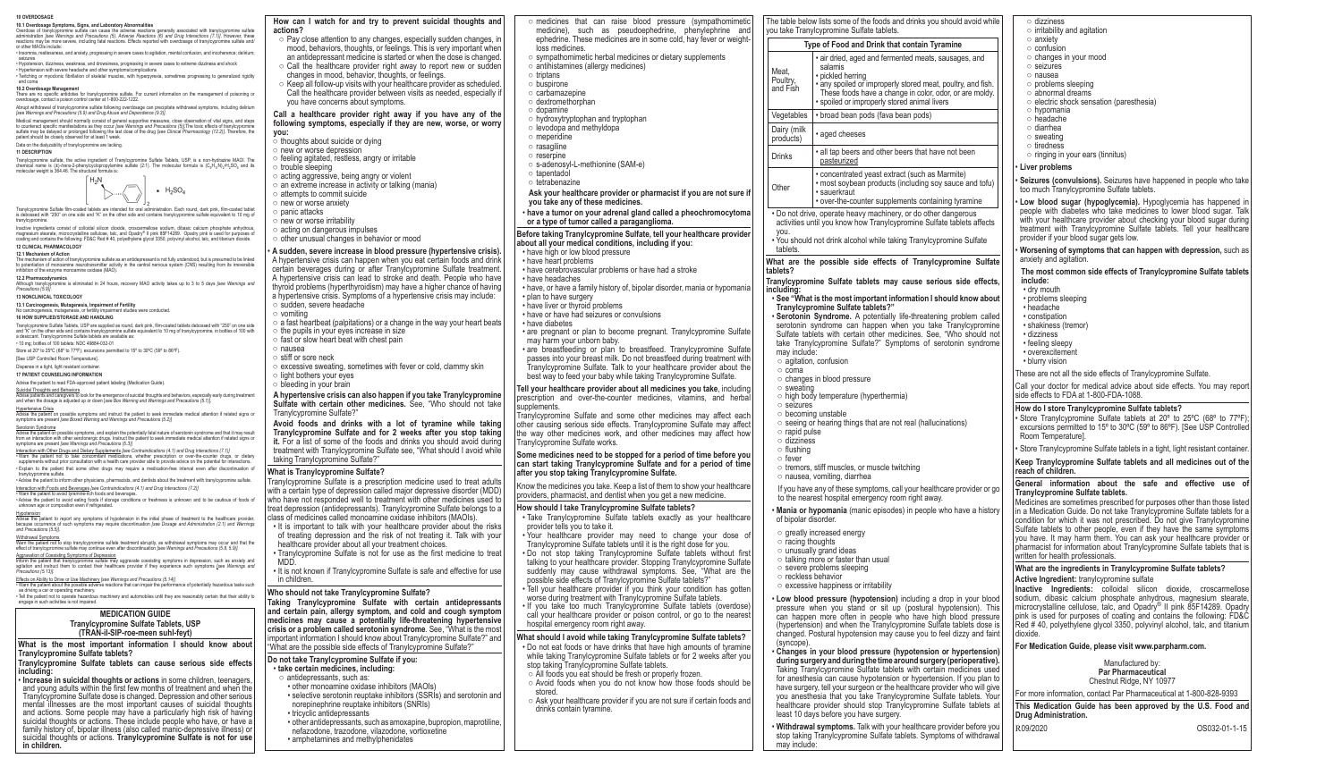## 10 OVERDOSAGE

### 10.1 Overdose Symptoms, Signs, and Laboratory Abnormalities

Overdose of tranylcypromine sulfate can cause the adverse reactions generally associated with tranylcypromine sulfate administration [see Warnings and Precautions (5), Adverse Reactions (6) and Drug Interactions (7.1)]. However, these reactions may be more severe, including fatal reactions. Effects reported with overdosage of tranylcypromine sulfate and/or other MAOIs include:

- Insomnia, restlessness, and anxiety, progressing in severe cases to agitation, mental confusion, and incoherence; delirium; seizures
- Hypotension, dizziness, weakness, and drowsiness, progressing in severe cases to extreme dizziness and shock
- Hypertension with severe headache and other symptoms/complications
- Twitching or myoclonic fibrillation of skeletal muscles, with hyperpyrexia, sometimes progressing to generalized rigidity and coma

### 10.2 Overdosage Management

There are no specific antidotes for tranylcypromine sulfate. For current information on the management of poisoning or overdosage, contact a poison control center at 1-800-222-1222.

Abrupt withdrawal of tranylcypromine sulfate following overdosage can precipitate withdrawal symptoms, including delirium [see Warnings and Precautions (5.9) and Drug Abuse and Dependence (9.3)].

Medical management should normally consist of general supportive measures, close observation of vital signs, and steps to counteract specific manifestations as they occur [see Warnings and Precautions (5)]. The toxic effects of tranylcypromine sulfate may be delayed or prolonged following the last dose of the drug [see Clinical Pharmacology (12.3)]. Therefore, the patient should be closely observed for at least 1 week.

Data on the dialyzability of tranylcypromine are lacking.

## 11 DESCRIPTION

Tranylcypromine sulfate, the active ingredient of Tranylcypromine Sulfate Tablets, USP, is a non-hydrazine MAOI. The chemical name is (±)-trans-2-phenylcyclopropylamine sulfate (2:1). The molecular formula is $(C_9H_{11}N)_2 \cdot H_2SO_4$ and its molecular weight is 364.46. The structural formula is:

$$\left[\text{H}_2\text{N}\text{-cyclopropyl-phenyl}\right]_2 \cdot H_2SO_4$$

Tranylcypromine Sulfate film-coated tablets are intended for oral administration. Each round, dark pink, film-coated tablet is debossed with "250" on one side and "K" on the other side and contains tranylcypromine sulfate equivalent to 10 mg of tranylcypromine.

Inactive ingredients consist of colloidal silicon dioxide, croscarmellose sodium, dibasic calcium phosphate anhydrous, magnesium stearate, microcrystalline cellulose, talc, and Opadry® II pink 85F14289. Opadry pink is used for purposes of coating and contains the following: FD&C Red # 40, polyethylene glycol 3350, polyvinyl alcohol, talc, and titanium dioxide.

## 12 CLINICAL PHARMACOLOGY

### 12.1 Mechanism of Action

The mechanism of action of tranylcypromine sulfate as an antidepressant is not fully understood, but is presumed to be linked to potentiation of monoamine neurotransmitter activity in the central nervous system (CNS) resulting from its irreversible inhibition of the enzyme monoamine oxidase (MAO).

### 12.2 Pharmacodynamics

Although tranylcypromine is eliminated in 24 hours, recovery MAO activity takes up to 3 to 5 days [see Warnings and Precautions (5.9)].

## 13 NONCLINICAL TOXICOLOGY

### 13.1 Carcinogenesis, Mutagenesis, Impairment of Fertility

No carcinogenesis, mutagenesis, or fertility impairment studies were conducted.

## 16 HOW SUPPLIED/STORAGE AND HANDLING

Tranylcypromine Sulfate Tablets, USP are supplied as round, dark pink, film-coated tablets debossed with "250" on one side and "K" on the other side and contains tranylcypromine sulfate equivalent to 10 mg of tranylcypromine, in bottles of 100 with a desiccant. Tranylcypromine Sulfate tablets are available as:

- 10 mg: bottles of 100 tablets: NDC 49884-032-01

Store at 20° to 25°C (68° to 77°F); excursions permitted to 15° to 30°C (59° to 86°F).

[See USP Controlled Room Temperature].

Dispense in a tight, light resistant container.

## 17 PATIENT COUNSELING INFORMATION

Advise the patient to read FDA-approved patient labeling (Medication Guide).

Suicidal Thoughts and Behaviors

Advise patients and caregivers to look for the emergence of suicidal thoughts and behaviors, especially early during treatment and when the dosage is adjusted up or down [see Box Warning and Warnings and Precautions (5.1)].

Hypertensive Crisis

Advise the patient on possible symptoms and instruct the patient to seek immediate medical attention if related signs or symptoms are present [see Warnings and Precautions (5.2)].

Serotonin Syndrome

Advise the patient of possible symptoms, and explain the potentially fatal nature of serotonin syndrome and that it may result from an interaction with other serotonergic drugs. Instruct the patient to seek immediate medical attention if related signs or symptoms are present [see Warnings and Precautions (5.3)].

Interaction with Other Drugs and Dietary Supplements [see Contraindications (4.1) and Drug Interactions (7.1)]

- Warn the patient not to take concomitant medications, whether prescription or over-the-counter drugs, or dietary supplements without prior consultation with a health care provider able to provide advice on the potential for interactions.
- Explain to the patient that some other drugs may require a medication-free interval even after discontinuation of tranylcypromine sulfate.
- Advise the patient to inform other physicians, pharmacists, and dentists about the treatment with tranylcypromine sulfate.

Interaction with Foods and Beverages [see Contraindications (4.1) and Drug Interactions (7.2)]

- Warn the patient to avoid tyramine-rich foods and beverages.
- Advise the patient to avoid eating foods if storage conditions or freshness is unknown and to be cautious of foods of unknown age or composition even if refrigerated.

Hypotension

Advise the patient to report any symptoms of hypotension in the initial phase of treatment to the healthcare provider, because occurrence of such symptoms may require discontinuation [see Dosage and Administration (2.1) and Warnings and Precautions (5.5)].

Withdrawal Symptoms

Warn the patient not to stop tranylcypromine sulfate treatment abruptly, as withdrawal symptoms may occur and that the effect of tranylcypromine sulfate may continue even after discontinuation [see Warnings and Precautions (5.9, 5.9)].

Aggravation of Coexisting Symptoms of Depression

Inform the patient that tranylcypromine sulfate may aggravate coexisting symptoms in depression, such as anxiety and agitation and instruct them to contact their healthcare provider if they experience such symptoms [see Warnings and Precautions (5.13)].

Effects on Ability to Drive or Use Machinery [see Warnings and Precautions (5.14)]

- Warn the patient about the possible adverse reactions that can impair the performance of potentially hazardous tasks such as driving a car or operating machinery.
- Tell the patient not to operate hazardous machinery and automobiles until they are reasonably certain that their ability to engage in such activities is not impaired.

---

# MEDICATION GUIDE
## Tranylcypromine Sulfate Tablets, USP
### (TRAN-il-SIP-roe-meen suhl-feyt)

**What is the most important information I should know about Tranylcypromine Sulfate tablets?**

**Tranylcypromine Sulfate tablets can cause serious side effects including:**

- **Increase in suicidal thoughts or actions** in some children, teenagers, and young adults within the first few months of treatment and when the Tranylcypromine Sulfate dose is changed. Depression and other serious mental illnesses are the most important causes of suicidal thoughts and actions. Some people may have a particularly high risk of having suicidal thoughts or actions. These include people who have, or have a family history of, bipolar illness (also called manic-depressive illness) or suicidal thoughts or actions. **Tranylcypromine Sulfate is not for use in children.**

**How can I watch for and try to prevent suicidal thoughts and actions?**

- Pay close attention to any changes, especially sudden changes, in mood, behaviors, thoughts, or feelings. This is very important when an antidepressant medicine is started or when the dose is changed.
- Call the healthcare provider right away to report new or sudden changes in mood, behavior, thoughts, or feelings.
- Keep all follow-up visits with your healthcare provider as scheduled. Call the healthcare provider between visits as needed, especially if you have concerns about symptoms.

**Call a healthcare provider right away if you have any of the following symptoms, especially if they are new, worse, or worry you:**

- thoughts about suicide or dying
- new or worse depression
- feeling agitated, restless, angry or irritable
- trouble sleeping
- acting aggressive, being angry or violent
- an extreme increase in activity or talking (mania)
- attempts to commit suicide
- new or worse anxiety
- panic attacks
- new or worse irritability
- acting on dangerous impulses
- other unusual changes in behavior or mood

- **A sudden, severe increase in blood pressure (hypertensive crisis).** A hypertensive crisis can happen when you eat certain foods and drink certain beverages during or after Tranylcypromine Sulfate treatment. A hypertensive crisis can lead to stroke and death. People who have thyroid problems (hyperthyroidism) may have a higher chance of having a hypertensive crisis. Symptoms of a hypertensive crisis may include:
  - sudden, severe headache
  - vomiting
  - a fast heartbeat (palpitations) or a change in the way your heart beats
  - the pupils in your eyes increase in size
  - fast or slow heart beat with chest pain
  - nausea
  - stiff or sore neck
  - excessive sweating, sometimes with fever or cold, clammy skin
  - light bothers your eyes
  - bleeding in your brain

**A hypertensive crisis can also happen if you take Tranylcypromine Sulfate with certain other medicines.** See, "Who should not take Tranylcypromine Sulfate?"

**Avoid foods and drinks with a lot of tyramine while taking Tranylcypromine Sulfate and for 2 weeks after you stop taking it.** For a list of some of the foods and drinks you should avoid during treatment with Tranylcypromine Sulfate see, "What should I avoid while taking Tranylcypromine Sulfate?"

**What is Tranylcypromine Sulfate?**

Tranylcypromine Sulfate is a prescription medicine used to treat adults with a certain type of depression called major depressive disorder (MDD) who have not responded well to treatment with other medicines used to treat depression (antidepressants). Tranylcypromine Sulfate belongs to a class of medicines called monoamine oxidase inhibitors (MAOIs).

- It is important to talk with your healthcare provider about the risks of treating depression and the risk of not treating it. Talk with your healthcare provider about all your treatment choices.
- Tranylcypromine Sulfate is not for use as the first medicine to treat MDD.
- It is not known if Tranylcypromine Sulfate is safe and effective for use in children.

**Who should not take Tranylcypromine Sulfate?**

**Taking Tranylcypromine Sulfate with certain antidepressants and certain pain, allergy symptom, and cold and cough symptom medicines may cause a potentially life-threatening hypertensive crisis or a problem called serotonin syndrome.** See, "What is the most important information I should know about Tranylcypromine Sulfate?" and "What are the possible side effects of Tranylcypromine Sulfate?"

**Do not take Tranylcypromine Sulfate if you:**

- **take certain medicines, including:**
  - antidepressants, such as:
    - other monoamine oxidase inhibitors (MAOIs)
    - selective serotonin reuptake inhibitors (SSRIs) and serotonin and norepinephrine reuptake inhibitors (SNRIs)
    - tricyclic antidepressants
    - other antidepressants, such as amoxapine, bupropion, maprotiline, nefazodone, trazodone, vilazodone, vortioxetine
    - amphetamines and methylphenidates
  - medicines that can raise blood pressure (sympathomimetic medicine), such as pseudoephedrine, phenylephrine and ephedrine. These medicines are in some cold, hay fever or weight-loss medicines.
  - sympathomimetic herbal medicines or dietary supplements
  - antihistamines (allergy medicines)
  - triptans
  - buspirone
  - carbamazepine
  - dextromethorphan
  - dopamine
  - hydroxytryptophan and tryptophan
  - levodopa and methyldopa
  - meperidine
  - rasagiline
  - reserpine
  - s-adenosyl-L-methionine (SAM-e)
  - tapentadol
  - tetrabenazine

**Ask your healthcare provider or pharmacist if you are not sure if you take any of these medicines.**

- **have a tumor on your adrenal gland called a pheochromocytoma or a type of tumor called a paraganglioma.**

**Before taking Tranylcypromine Sulfate, tell your healthcare provider about all your medical conditions, including if you:**

- have high or low blood pressure
- have heart problems
- have cerebrovascular problems or have had a stroke
- have headaches
- have, or have a family history of, bipolar disorder, mania or hypomania
- plan to have surgery
- have liver or thyroid problems
- have or have had seizures or convulsions
- have diabetes
- are pregnant or plan to become pregnant. Tranylcypromine Sulfate may harm your unborn baby.
- are breastfeeding or plan to breastfeed. Tranylcypromine Sulfate passes into your breast milk. Do not breastfeed during treatment with Tranylcypromine Sulfate. Talk to your healthcare provider about the best way to feed your baby while taking Tranylcypromine Sulfate.

**Tell your healthcare provider about all medicines you take,** including prescription and over-the-counter medicines, vitamins, and herbal supplements.

Tranylcypromine Sulfate and some other medicines may affect each other causing serious side effects. Tranylcypromine Sulfate may affect the way other medicines work, and other medicines may affect how Tranylcypromine Sulfate works.

**Some medicines need to be stopped for a period of time before you can start taking Tranylcypromine Sulfate, and for a period of time after you stop taking Tranylcypromine Sulfate.**

Know the medicines you take. Keep a list of them to show your healthcare providers, pharmacist, and dentist when you get a new medicine.

**How should I take Tranylcypromine Sulfate tablets?**

- Take Tranylcypromine Sulfate tablets exactly as your healthcare provider tells you to take it.
- Your healthcare provider may need to change your dose of Tranylcypromine Sulfate tablets until it is the right dose for you.
- Do not stop taking Tranylcypromine Sulfate tablets without first talking to your healthcare provider. Stopping Tranylcypromine Sulfate suddenly may cause withdrawal symptoms. See, "What are the possible side effects of Tranylcypromine Sulfate tablets?"
- Tell your healthcare provider if you think your condition has gotten worse during treatment with Tranylcypromine Sulfate tablets.
- If you take too much Tranylcypromine Sulfate tablets (overdose) call your healthcare provider or poison control, or go to the nearest hospital emergency room right away.

**What should I avoid while taking Tranylcypromine Sulfate tablets?**

- Do not eat foods or have drinks that have high amounts of tyramine while taking Tranylcypromine Sulfate tablets or for 2 weeks after you stop taking Tranylcypromine Sulfate tablets.
  - All foods you eat should be fresh or properly frozen.
  - Avoid foods when you do not know how those foods should be stored.
  - Ask your healthcare provider if you are not sure if certain foods and drinks contain tyramine.

The table below lists some of the foods and drinks you should avoid while you take Tranylcypromine Sulfate tablets.

| Type of Food and Drink that contain Tyramine | |
|---|---|
| Meat, Poultry, and Fish | • air dried, aged and fermented meats, sausages, and salamis<br>• pickled herring<br>• any spoiled or improperly stored meat, poultry, and fish. These foods have a change in color, odor, or are moldy.<br>• spoiled or improperly stored animal livers |
| Vegetables | • broad bean pods (fava bean pods) |
| Dairy (milk products) | • aged cheeses |
| Drinks | • all tap beers and other beers that have not been pasteurized |
| Other | • concentrated yeast extract (such as Marmite)<br>• most soybean products (including soy sauce and tofu)<br>• sauerkraut<br>• over-the-counter supplements containing tyramine |

- Do not drive, operate heavy machinery, or do other dangerous activities until you know how Tranylcypromine Sulfate tablets affect you.
- You should not drink alcohol while taking Tranylcypromine Sulfate tablets.

**What are the possible side effects of Tranylcypromine Sulfate tablets?**

**Tranylcypromine Sulfate tablets may cause serious side effects, including:**

- **See "What is the most important information I should know about Tranylcypromine Sulfate tablets?"**
- **Serotonin Syndrome.** A potentially life-threatening problem called serotonin syndrome can happen when you take Tranylcypromine Sulfate tablets with certain other medicines. See, "Who should not take Tranylcypromine Sulfate?" Symptoms of serotonin syndrome may include:
  - agitation, confusion
  - coma
  - changes in blood pressure
  - sweating
  - high body temperature (hyperthermia)
  - seizures
  - becoming unstable
  - seeing or hearing things that are not real (hallucinations)
  - rapid pulse
  - dizziness
  - flushing
  - fever
  - tremors, stiff muscles, or muscle twitching
  - nausea, vomiting, diarrhea

  If you have any of these symptoms, call your healthcare provider or go to the nearest hospital emergency room right away.

- **Mania or hypomania** (manic episodes) in people who have a history of bipolar disorder.
  - greatly increased energy
  - racing thoughts
  - unusually grand ideas
  - talking more or faster than usual
  - severe problems sleeping
  - reckless behavior
  - excessive happiness or irritability
- **Low blood pressure (hypotension)** including a drop in your blood pressure when you stand or sit up (postural hypotension). This can happen more often in people who have high blood pressure (hypertension) and when the Tranylcypromine Sulfate tablets dose is changed. Postural hypotension may cause you to feel dizzy and faint (syncope).
- **Changes in your blood pressure (hypotension or hypertension) during surgery and during the time around surgery (perioperative).** Taking Tranylcypromine Sulfate tablets with certain medicines used for anesthesia can cause hypotension or hypertension. If you plan to have surgery, tell your surgeon or the healthcare provider who will give you anesthesia that you take Tranylcypromine Sulfate tablets. Your healthcare provider should stop Tranylcypromine Sulfate tablets at least 10 days before you have surgery.
- **Withdrawal symptoms.** Talk with your healthcare provider before you stop taking Tranylcypromine Sulfate tablets. Symptoms of withdrawal may include:
  - dizziness
  - irritability and agitation
  - anxiety
  - confusion
  - changes in your mood
  - seizures
  - nausea
  - problems sleeping
  - abnormal dreams
  - electric shock sensation (paresthesia)
  - hypomania
  - headache
  - diarrhea
  - sweating
  - tiredness
  - ringing in your ears (tinnitus)
- **Liver problems**
- **Seizures (convulsions).** Seizures have happened in people who take too much Tranylcypromine Sulfate tablets.
- **Low blood sugar (hypoglycemia).** Hypoglycemia has happened in people with diabetes who take medicines to lower blood sugar. Talk with your healthcare provider about checking your blood sugar during treatment with Tranylcypromine Sulfate tablets. Tell your healthcare provider if your blood sugar gets low.
- **Worsening of symptoms that can happen with depression,** such as anxiety and agitation.

**The most common side effects of Tranylcypromine Sulfate tablets include:**

- dry mouth
- problems sleeping
- headache
- constipation
- shakiness (tremor)
- dizziness
- feeling sleepy
- overexcitement
- blurry vision

These are not all the side effects of Tranylcypromine Sulfate.

Call your doctor for medical advice about side effects. You may report side effects to FDA at 1-800-FDA-1088.

**How do I store Tranylcypromine Sulfate tablets?**

- Store Tranylcypromine Sulfate tablets at 20° to 25°C (68° to 77°F); excursions permitted to 15° to 30°C (59° to 86°F). [See USP Controlled Room Temperature].
- Store Tranylcypromine Sulfate tablets in a tight, light resistant container.

**Keep Tranylcypromine Sulfate tablets and all medicines out of the reach of children.**

**General information about the safe and effective use of Tranylcypromine Sulfate tablets.**

Medicines are sometimes prescribed for purposes other than those listed in a Medication Guide. Do not take Tranylcypromine Sulfate tablets for a condition for which it was not prescribed. Do not give Tranylcypromine Sulfate tablets to other people, even if they have the same symptoms you have. It may harm them. You can ask your healthcare provider or pharmacist for information about Tranylcypromine Sulfate tablets that is written for health professionals.

**What are the ingredients in Tranylcypromine Sulfate tablets?**

**Active Ingredient:** tranylcypromine sulfate

**Inactive Ingredients:** colloidal silicon dioxide, croscarmellose sodium, dibasic calcium phosphate anhydrous, magnesium stearate, microcrystalline cellulose, talc, and Opadry® II pink 85F14289. Opadry pink is used for purposes of coating and contains the following: FD&C Red # 40, polyethylene glycol 3350, polyvinyl alcohol, talc, and titanium dioxide.

**For Medication Guide, please visit www.parpharm.com.**

Manufactured by:
**Par Pharmaceutical**
Chestnut Ridge, NY 10977

For more information, contact Par Pharmaceutical at 1-800-828-9393

**This Medication Guide has been approved by the U.S. Food and Drug Administration.**

R.09/2020 OS032-01-1-15